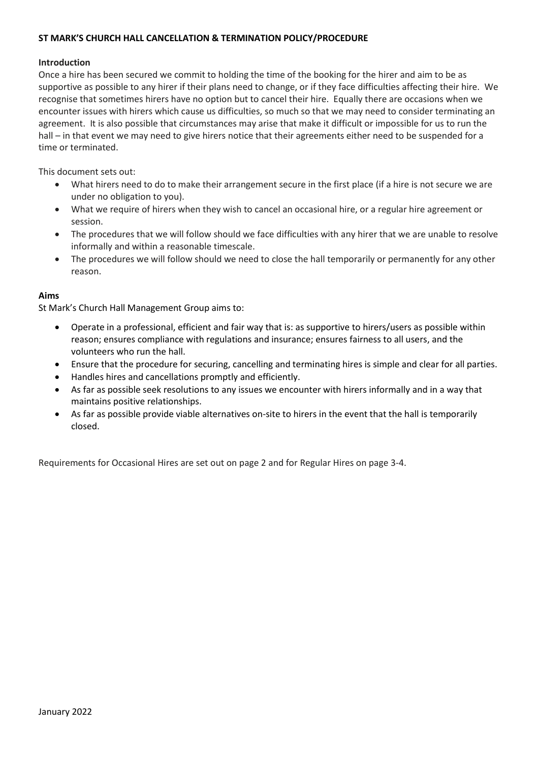# ST MARK'S CHURCH HALL CANCELLATION & TERMINATION POLICY/PROCEDURE

## Introduction

Once a hire has been secured we commit to holding the time of the booking for the hirer and aim to be as supportive as possible to any hirer if their plans need to change, or if they face difficulties affecting their hire. We recognise that sometimes hirers have no option but to cancel their hire. Equally there are occasions when we encounter issues with hirers which cause us difficulties, so much so that we may need to consider terminating an agreement. It is also possible that circumstances may arise that make it difficult or impossible for us to run the hall – in that event we may need to give hirers notice that their agreements either need to be suspended for a time or terminated.

This document sets out:

- What hirers need to do to make their arrangement secure in the first place (if a hire is not secure we are under no obligation to you).
- What we require of hirers when they wish to cancel an occasional hire, or a regular hire agreement or session.
- The procedures that we will follow should we face difficulties with any hirer that we are unable to resolve informally and within a reasonable timescale.
- The procedures we will follow should we need to close the hall temporarily or permanently for any other reason.

## Aims

St Mark's Church Hall Management Group aims to:

- Operate in a professional, efficient and fair way that is: as supportive to hirers/users as possible within reason; ensures compliance with regulations and insurance; ensures fairness to all users, and the volunteers who run the hall.
- Ensure that the procedure for securing, cancelling and terminating hires is simple and clear for all parties.
- Handles hires and cancellations promptly and efficiently.
- As far as possible seek resolutions to any issues we encounter with hirers informally and in a way that maintains positive relationships.
- As far as possible provide viable alternatives on-site to hirers in the event that the hall is temporarily closed.

Requirements for Occasional Hires are set out on page 2 and for Regular Hires on page 3-4.

January 2022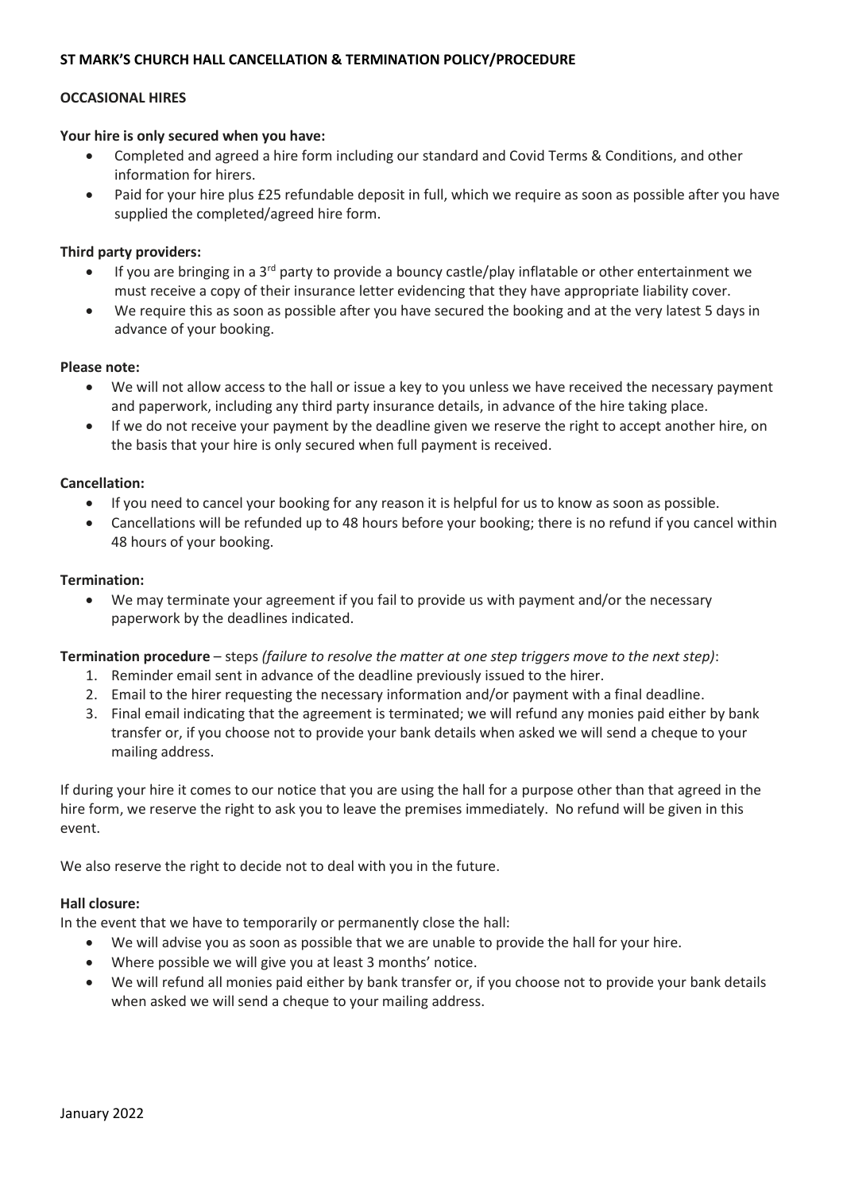# ST MARK'S CHURCH HALL CANCELLATION & TERMINATION POLICY/PROCEDURE

## OCCASIONAL HIRES

**Your hire is only secured when you have:**

- Completed and agreed a hire form including our standard and Covid Terms & Conditions, and other information for hirers.
- Paid for your hire plus £25 refundable deposit in full, which we require as soon as possible after you have supplied the completed/agreed hire form.

**Third party providers:**

- If you are bringing in a 3rd party to provide a bouncy castle/play inflatable or other entertainment we must receive a copy of their insurance letter evidencing that they have appropriate liability cover.
- We require this as soon as possible after you have secured the booking and at the very latest 5 days in advance of your booking.

**Please note:**

- We will not allow access to the hall or issue a key to you unless we have received the necessary payment and paperwork, including any third party insurance details, in advance of the hire taking place.
- If we do not receive your payment by the deadline given we reserve the right to accept another hire, on the basis that your hire is only secured when full payment is received.

**Cancellation:**

- If you need to cancel your booking for any reason it is helpful for us to know as soon as possible.
- Cancellations will be refunded up to 48 hours before your booking; there is no refund if you cancel within 48 hours of your booking.

**Termination:**

- We may terminate your agreement if you fail to provide us with payment and/or the necessary paperwork by the deadlines indicated.

**Termination procedure** – steps *(failure to resolve the matter at one step triggers move to the next step)*:

1. Reminder email sent in advance of the deadline previously issued to the hirer.
2. Email to the hirer requesting the necessary information and/or payment with a final deadline.
3. Final email indicating that the agreement is terminated; we will refund any monies paid either by bank transfer or, if you choose not to provide your bank details when asked we will send a cheque to your mailing address.

If during your hire it comes to our notice that you are using the hall for a purpose other than that agreed in the hire form, we reserve the right to ask you to leave the premises immediately. No refund will be given in this event.

We also reserve the right to decide not to deal with you in the future.

**Hall closure:**

In the event that we have to temporarily or permanently close the hall:

- We will advise you as soon as possible that we are unable to provide the hall for your hire.
- Where possible we will give you at least 3 months' notice.
- We will refund all monies paid either by bank transfer or, if you choose not to provide your bank details when asked we will send a cheque to your mailing address.

January 2022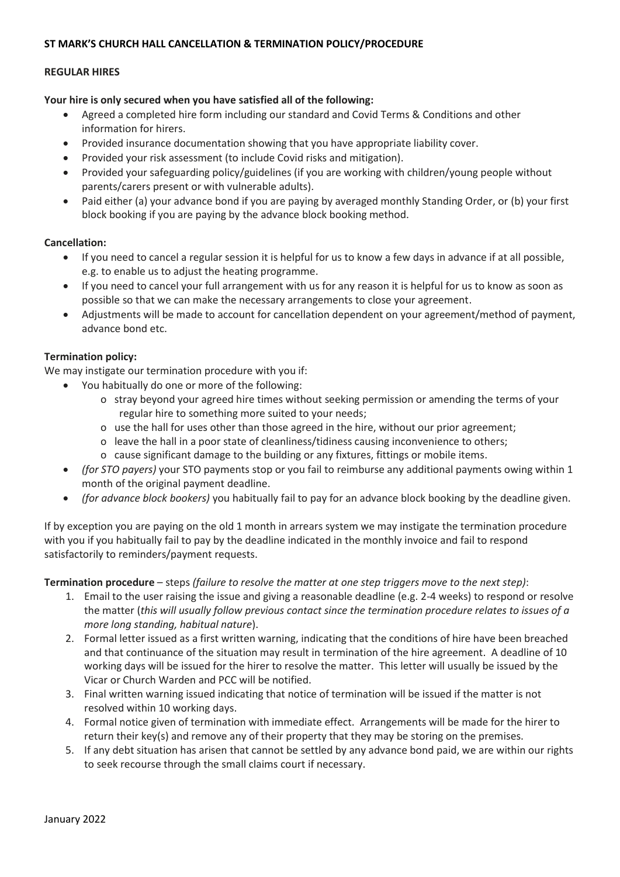# ST MARK'S CHURCH HALL CANCELLATION & TERMINATION POLICY/PROCEDURE

## REGULAR HIRES

**Your hire is only secured when you have satisfied all of the following:**

- Agreed a completed hire form including our standard and Covid Terms & Conditions and other information for hirers.
- Provided insurance documentation showing that you have appropriate liability cover.
- Provided your risk assessment (to include Covid risks and mitigation).
- Provided your safeguarding policy/guidelines (if you are working with children/young people without parents/carers present or with vulnerable adults).
- Paid either (a) your advance bond if you are paying by averaged monthly Standing Order, or (b) your first block booking if you are paying by the advance block booking method.

**Cancellation:**

- If you need to cancel a regular session it is helpful for us to know a few days in advance if at all possible, e.g. to enable us to adjust the heating programme.
- If you need to cancel your full arrangement with us for any reason it is helpful for us to know as soon as possible so that we can make the necessary arrangements to close your agreement.
- Adjustments will be made to account for cancellation dependent on your agreement/method of payment, advance bond etc.

**Termination policy:**

We may instigate our termination procedure with you if:

- You habitually do one or more of the following:
  - stray beyond your agreed hire times without seeking permission or amending the terms of your regular hire to something more suited to your needs;
  - use the hall for uses other than those agreed in the hire, without our prior agreement;
  - leave the hall in a poor state of cleanliness/tidiness causing inconvenience to others;
  - cause significant damage to the building or any fixtures, fittings or mobile items.
- *(for STO payers)* your STO payments stop or you fail to reimburse any additional payments owing within 1 month of the original payment deadline.
- *(for advance block bookers)* you habitually fail to pay for an advance block booking by the deadline given.

If by exception you are paying on the old 1 month in arrears system we may instigate the termination procedure with you if you habitually fail to pay by the deadline indicated in the monthly invoice and fail to respond satisfactorily to reminders/payment requests.

**Termination procedure** – steps *(failure to resolve the matter at one step triggers move to the next step)*:

1. Email to the user raising the issue and giving a reasonable deadline (e.g. 2-4 weeks) to respond or resolve the matter (*this will usually follow previous contact since the termination procedure relates to issues of a more long standing, habitual nature*).
2. Formal letter issued as a first written warning, indicating that the conditions of hire have been breached and that continuance of the situation may result in termination of the hire agreement. A deadline of 10 working days will be issued for the hirer to resolve the matter. This letter will usually be issued by the Vicar or Church Warden and PCC will be notified.
3. Final written warning issued indicating that notice of termination will be issued if the matter is not resolved within 10 working days.
4. Formal notice given of termination with immediate effect. Arrangements will be made for the hirer to return their key(s) and remove any of their property that they may be storing on the premises.
5. If any debt situation has arisen that cannot be settled by any advance bond paid, we are within our rights to seek recourse through the small claims court if necessary.

January 2022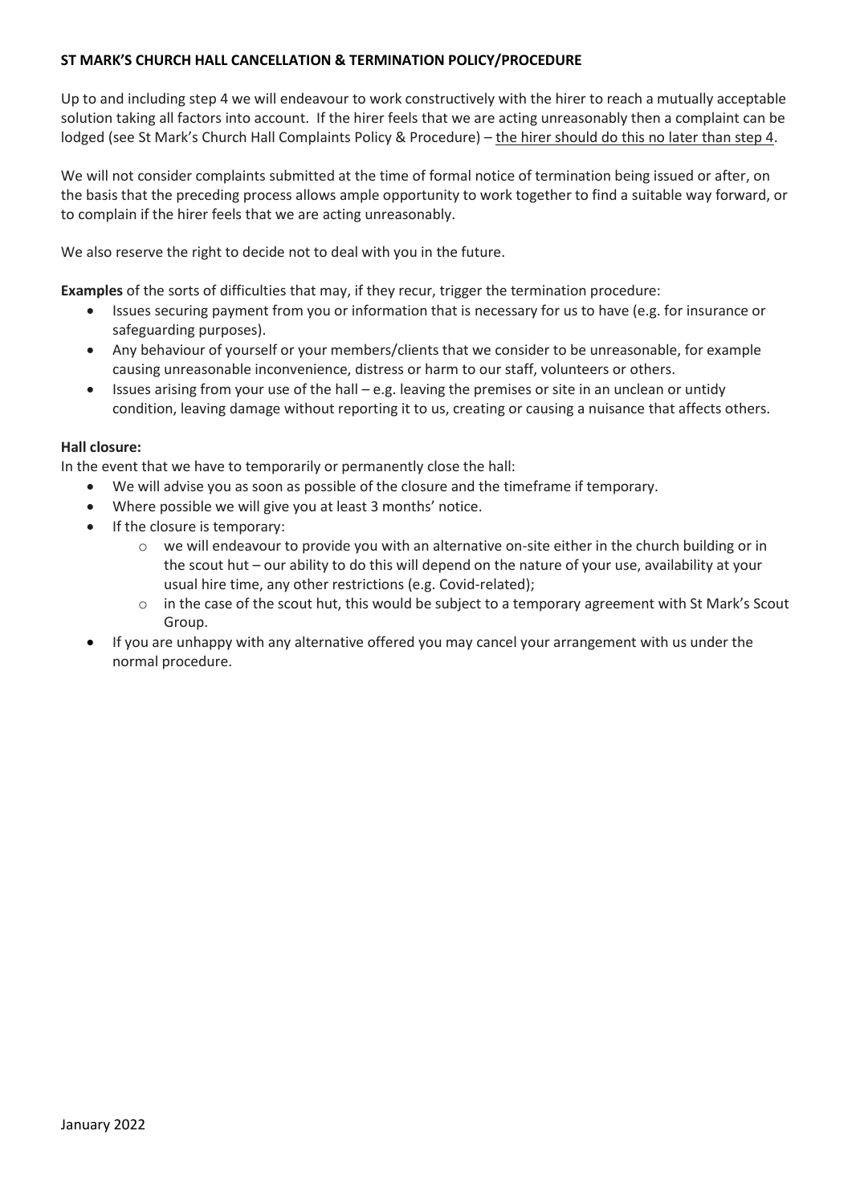**ST MARK'S CHURCH HALL CANCELLATION & TERMINATION POLICY/PROCEDURE**

Up to and including step 4 we will endeavour to work constructively with the hirer to reach a mutually acceptable solution taking all factors into account. If the hirer feels that we are acting unreasonably then a complaint can be lodged (see St Mark's Church Hall Complaints Policy & Procedure) – <u>the hirer should do this no later than step 4</u>.

We will not consider complaints submitted at the time of formal notice of termination being issued or after, on the basis that the preceding process allows ample opportunity to work together to find a suitable way forward, or to complain if the hirer feels that we are acting unreasonably.

We also reserve the right to decide not to deal with you in the future.

**Examples** of the sorts of difficulties that may, if they recur, trigger the termination procedure:

- Issues securing payment from you or information that is necessary for us to have (e.g. for insurance or safeguarding purposes).
- Any behaviour of yourself or your members/clients that we consider to be unreasonable, for example causing unreasonable inconvenience, distress or harm to our staff, volunteers or others.
- Issues arising from your use of the hall – e.g. leaving the premises or site in an unclean or untidy condition, leaving damage without reporting it to us, creating or causing a nuisance that affects others.

**Hall closure:**

In the event that we have to temporarily or permanently close the hall:

- We will advise you as soon as possible of the closure and the timeframe if temporary.
- Where possible we will give you at least 3 months' notice.
- If the closure is temporary:
  - we will endeavour to provide you with an alternative on-site either in the church building or in the scout hut – our ability to do this will depend on the nature of your use, availability at your usual hire time, any other restrictions (e.g. Covid-related);
  - in the case of the scout hut, this would be subject to a temporary agreement with St Mark's Scout Group.
- If you are unhappy with any alternative offered you may cancel your arrangement with us under the normal procedure.

January 2022